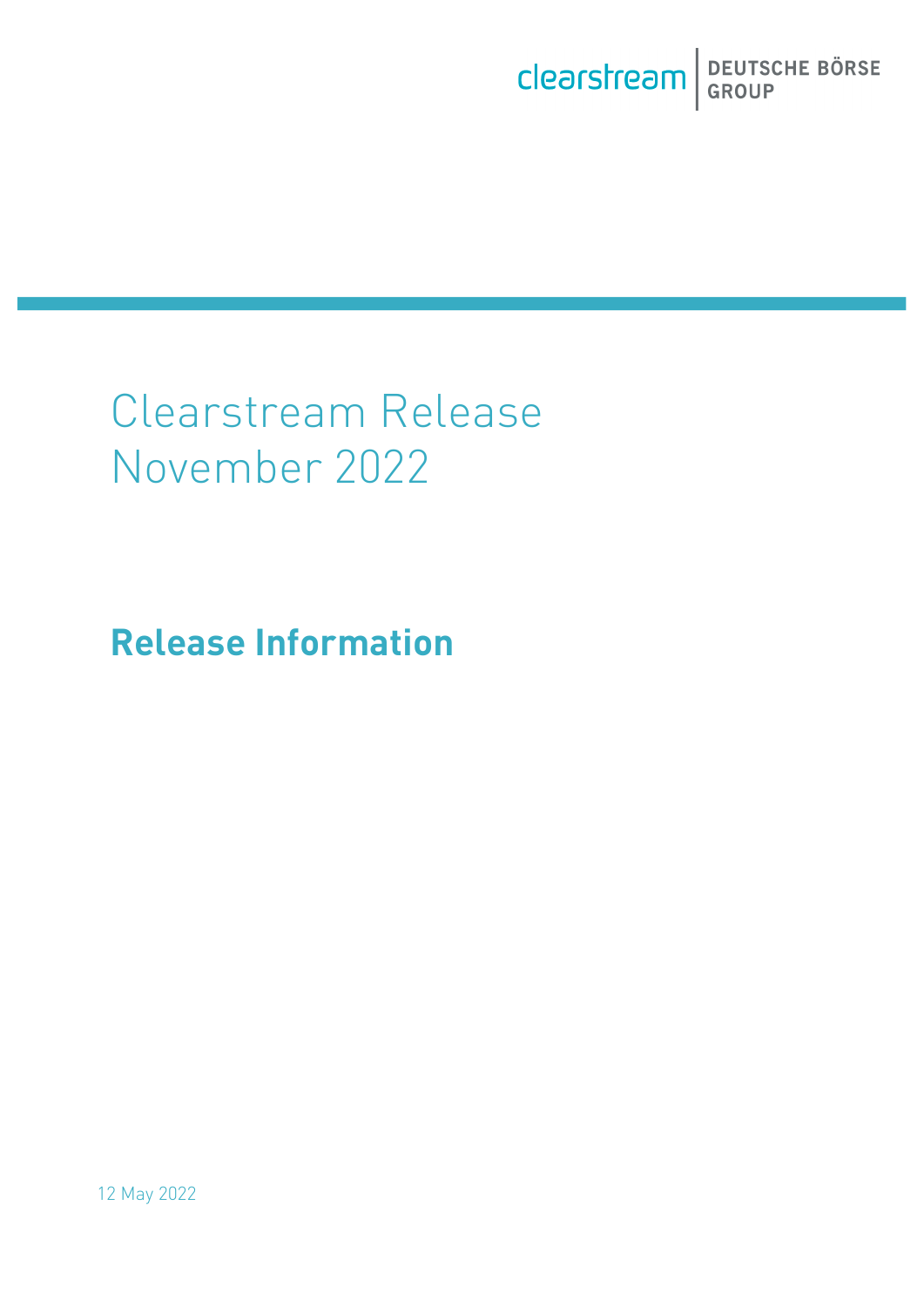# Clearstream Release November 2022

## Release Information

12 May 2022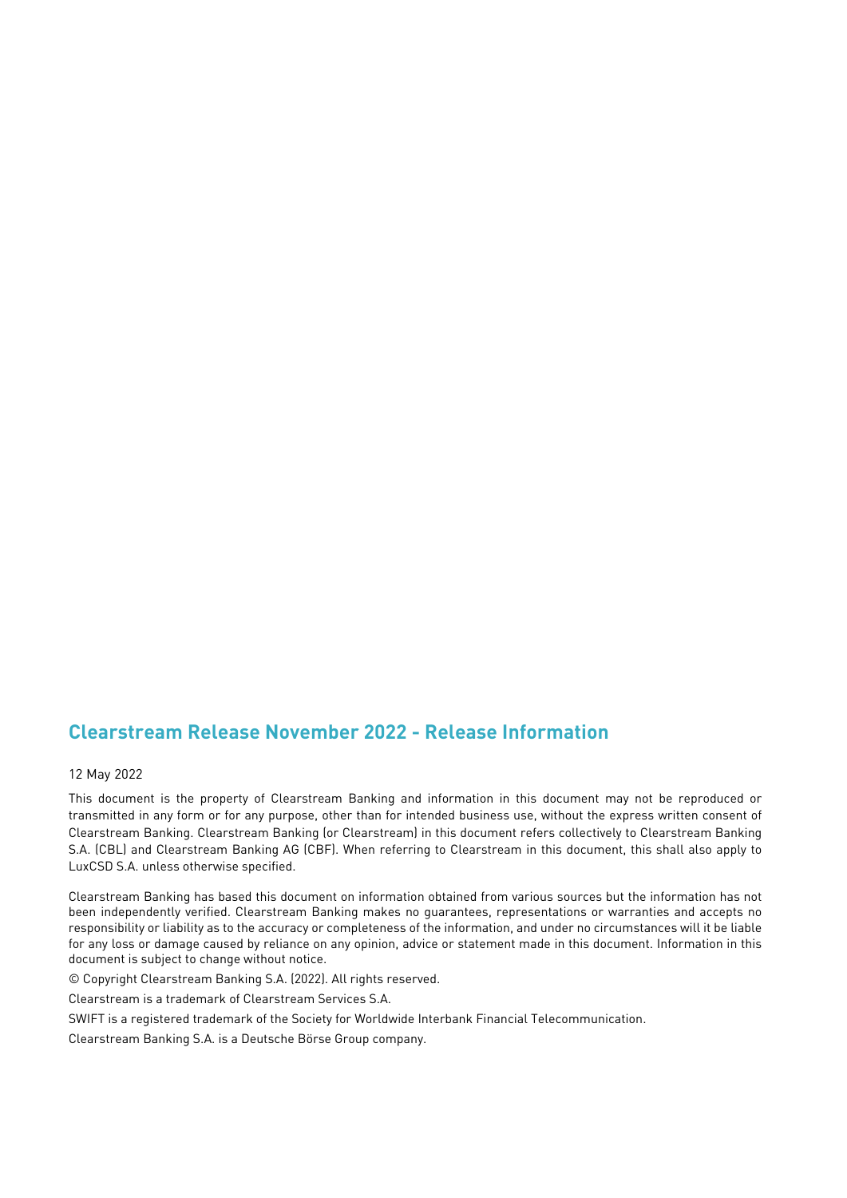## Clearstream Release November 2022 - Release Information

12 May 2022

This document is the property of Clearstream Banking and information in this document may not be reproduced or transmitted in any form or for any purpose, other than for intended business use, without the express written consent of Clearstream Banking. Clearstream Banking (or Clearstream) in this document refers collectively to Clearstream Banking S.A. (CBL) and Clearstream Banking AG (CBF). When referring to Clearstream in this document, this shall also apply to LuxCSD S.A. unless otherwise specified.

Clearstream Banking has based this document on information obtained from various sources but the information has not been independently verified. Clearstream Banking makes no guarantees, representations or warranties and accepts no responsibility or liability as to the accuracy or completeness of the information, and under no circumstances will it be liable for any loss or damage caused by reliance on any opinion, advice or statement made in this document. Information in this document is subject to change without notice.

© Copyright Clearstream Banking S.A. (2022). All rights reserved.

Clearstream is a trademark of Clearstream Services S.A.

SWIFT is a registered trademark of the Society for Worldwide Interbank Financial Telecommunication.

Clearstream Banking S.A. is a Deutsche Börse Group company.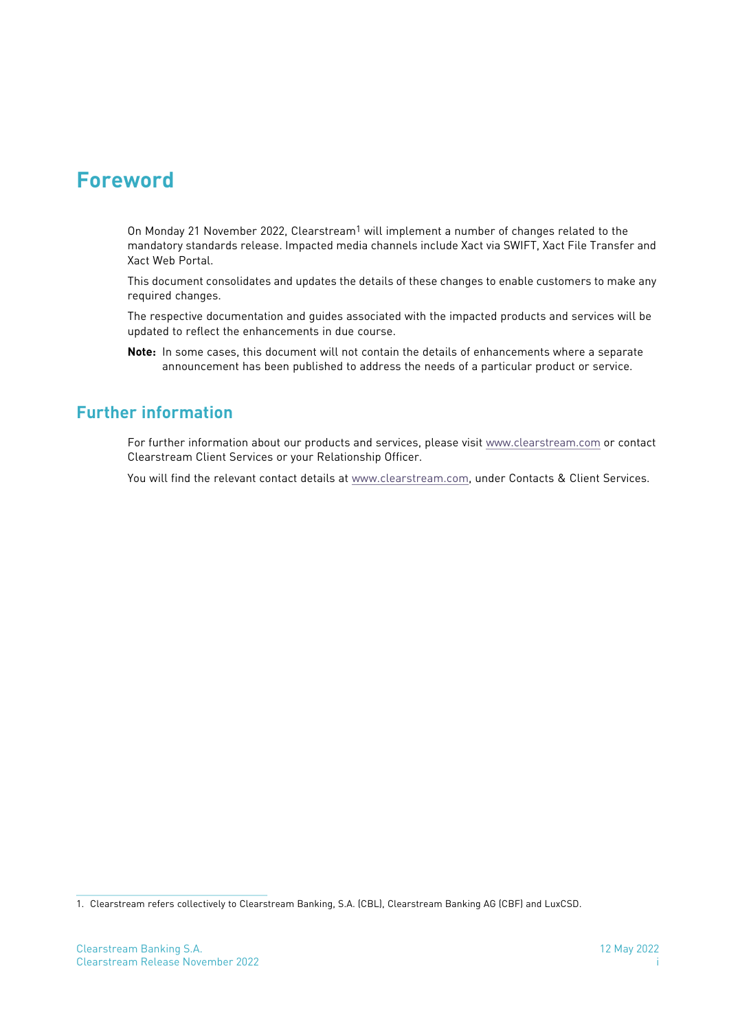# Foreword

On Monday 21 November 2022, Clearstream[1] will implement a number of changes related to the mandatory standards release. Impacted media channels include Xact via SWIFT, Xact File Transfer and Xact Web Portal.

This document consolidates and updates the details of these changes to enable customers to make any required changes.

The respective documentation and guides associated with the impacted products and services will be updated to reflect the enhancements in due course.

**Note:** In some cases, this document will not contain the details of enhancements where a separate announcement has been published to address the needs of a particular product or service.

## Further information

For further information about our products and services, please visit www.clearstream.com or contact Clearstream Client Services or your Relationship Officer.

You will find the relevant contact details at www.clearstream.com, under Contacts & Client Services.

1. Clearstream refers collectively to Clearstream Banking, S.A. (CBL), Clearstream Banking AG (CBF) and LuxCSD.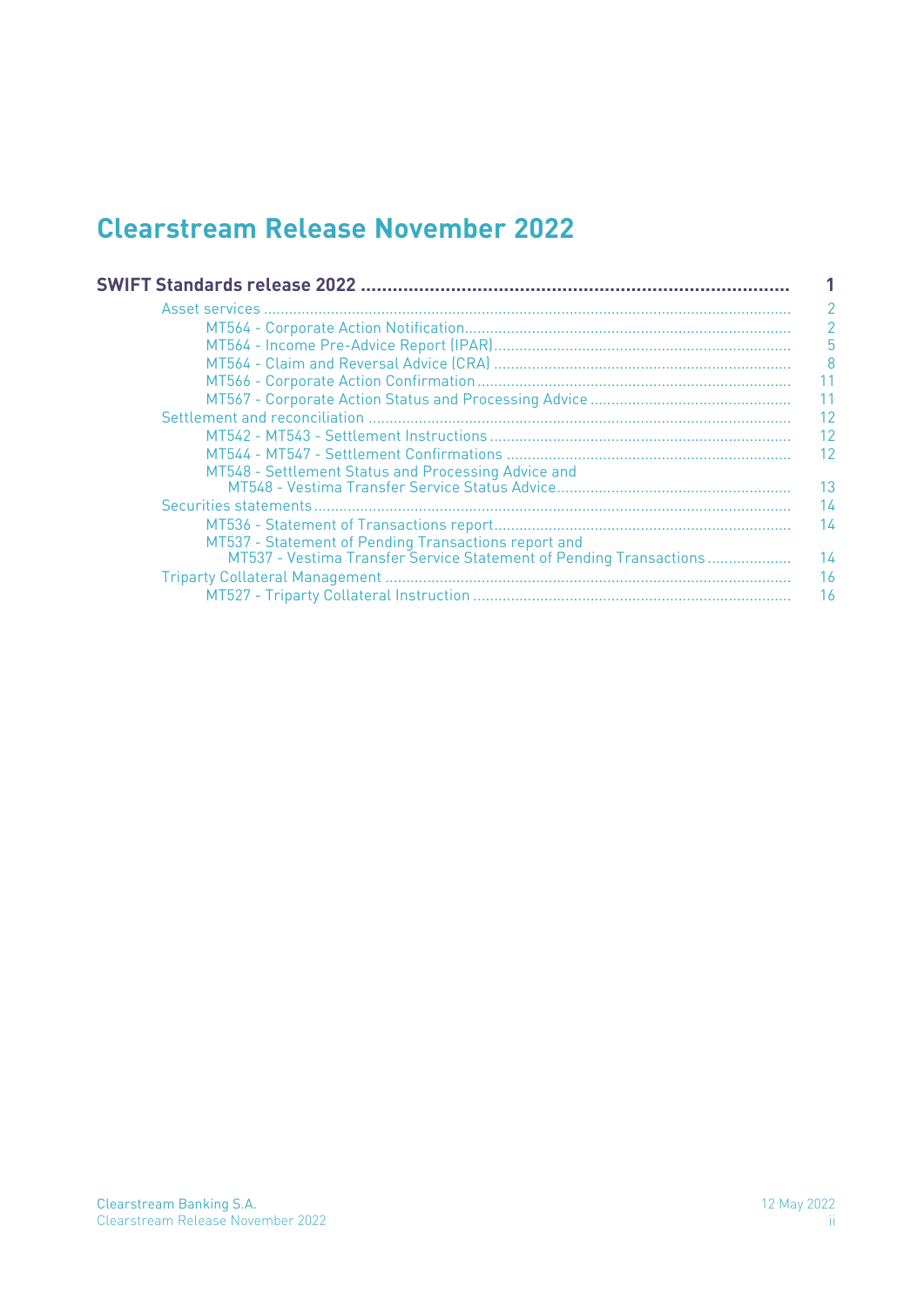# Clearstream Release November 2022

**SWIFT Standards release 2022** ..... **1**

- Asset services ..... 2
  - MT564 - Corporate Action Notification ..... 2
  - MT564 - Income Pre-Advice Report (IPAR) ..... 5
  - MT564 - Claim and Reversal Advice (CRA) ..... 8
  - MT566 - Corporate Action Confirmation ..... 11
  - MT567 - Corporate Action Status and Processing Advice ..... 11
- Settlement and reconciliation ..... 12
  - MT542 - MT543 - Settlement Instructions ..... 12
  - MT544 - MT547 - Settlement Confirmations ..... 12
  - MT548 - Settlement Status and Processing Advice and MT548 - Vestima Transfer Service Status Advice ..... 13
- Securities statements ..... 14
  - MT536 - Statement of Transactions report ..... 14
  - MT537 - Statement of Pending Transactions report and MT537 - Vestima Transfer Service Statement of Pending Transactions ..... 14
- Triparty Collateral Management ..... 16
  - MT527 - Triparty Collateral Instruction ..... 16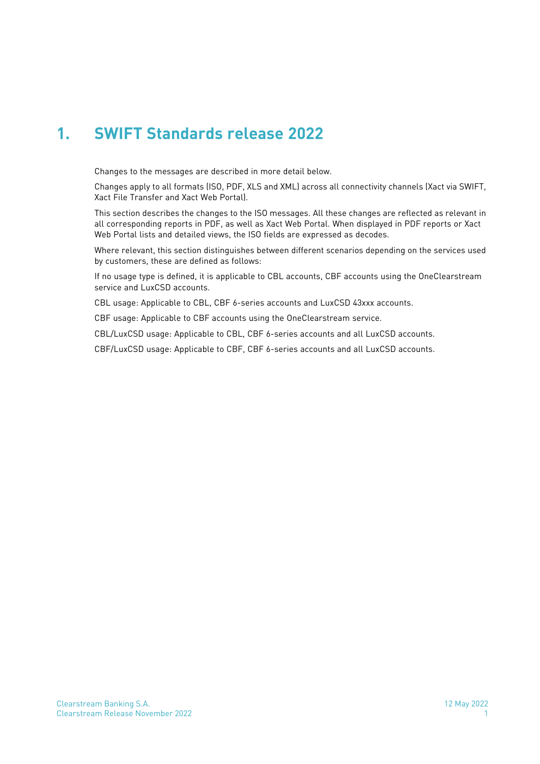# 1. SWIFT Standards release 2022

Changes to the messages are described in more detail below.

Changes apply to all formats (ISO, PDF, XLS and XML) across all connectivity channels (Xact via SWIFT, Xact File Transfer and Xact Web Portal).

This section describes the changes to the ISO messages. All these changes are reflected as relevant in all corresponding reports in PDF, as well as Xact Web Portal. When displayed in PDF reports or Xact Web Portal lists and detailed views, the ISO fields are expressed as decodes.

Where relevant, this section distinguishes between different scenarios depending on the services used by customers, these are defined as follows:

If no usage type is defined, it is applicable to CBL accounts, CBF accounts using the OneClearstream service and LuxCSD accounts.

CBL usage: Applicable to CBL, CBF 6-series accounts and LuxCSD 43xxx accounts.

CBF usage: Applicable to CBF accounts using the OneClearstream service.

CBL/LuxCSD usage: Applicable to CBL, CBF 6-series accounts and all LuxCSD accounts.

CBF/LuxCSD usage: Applicable to CBF, CBF 6-series accounts and all LuxCSD accounts.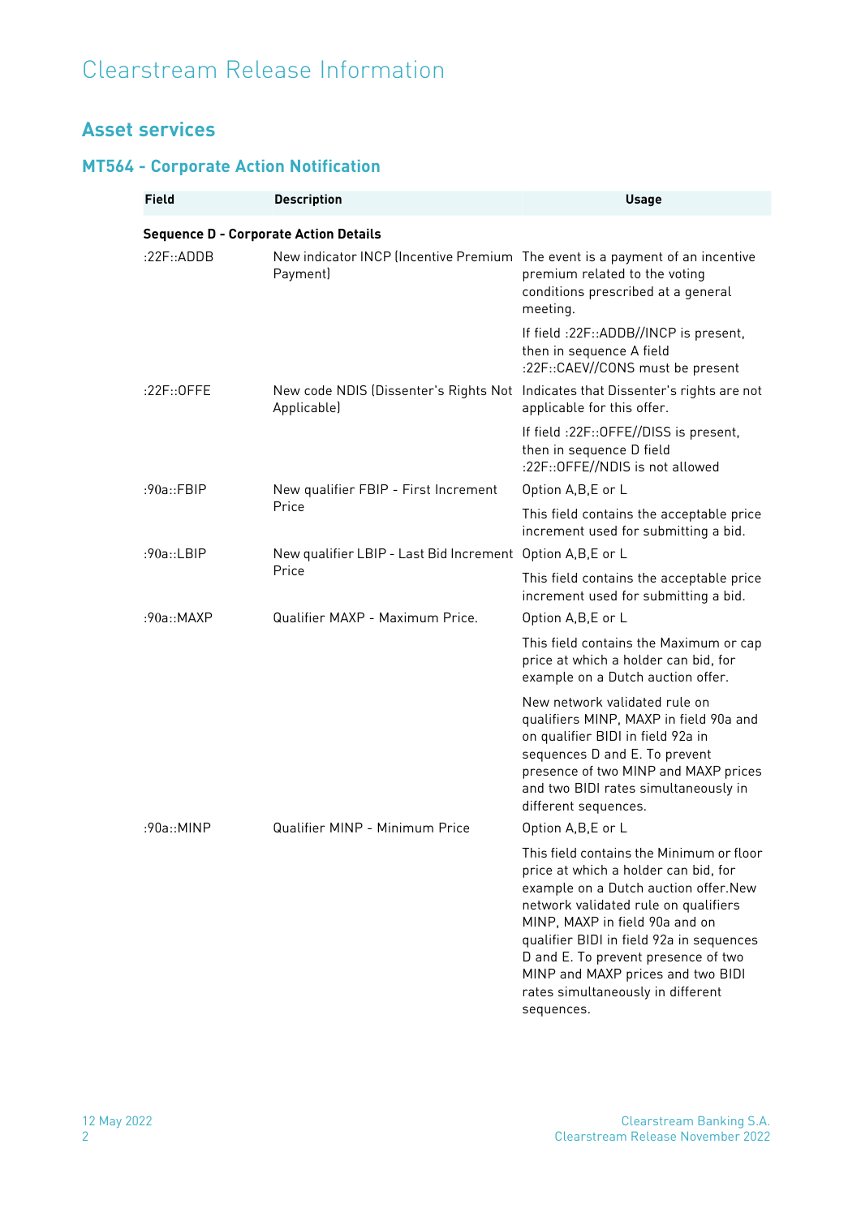# Clearstream Release Information

## Asset services

### MT564 - Corporate Action Notification

| Field | Description | Usage |
|---|---|---|
| **Sequence D - Corporate Action Details** | | |
| :22F::ADDB | New indicator INCP (Incentive Premium Payment) | The event is a payment of an incentive premium related to the voting conditions prescribed at a general meeting.<br><br>If field :22F::ADDB//INCP is present, then in sequence A field :22F::CAEV//CONS must be present |
| :22F::OFFE | New code NDIS (Dissenter's Rights Not Applicable) | Indicates that Dissenter's rights are not applicable for this offer.<br><br>If field :22F::OFFE//DISS is present, then in sequence D field :22F::OFFE//NDIS is not allowed |
| :90a::FBIP | New qualifier FBIP - First Increment Price | Option A,B,E or L<br><br>This field contains the acceptable price increment used for submitting a bid. |
| :90a::LBIP | New qualifier LBIP - Last Bid Increment Price | Option A,B,E or L<br><br>This field contains the acceptable price increment used for submitting a bid. |
| :90a::MAXP | Qualifier MAXP - Maximum Price. | Option A,B,E or L<br><br>This field contains the Maximum or cap price at which a holder can bid, for example on a Dutch auction offer.<br><br>New network validated rule on qualifiers MINP, MAXP in field 90a and on qualifier BIDI in field 92a in sequences D and E. To prevent presence of two MINP and MAXP prices and two BIDI rates simultaneously in different sequences. |
| :90a::MINP | Qualifier MINP - Minimum Price | Option A,B,E or L<br><br>This field contains the Minimum or floor price at which a holder can bid, for example on a Dutch auction offer.New network validated rule on qualifiers MINP, MAXP in field 90a and on qualifier BIDI in field 92a in sequences D and E. To prevent presence of two MINP and MAXP prices and two BIDI rates simultaneously in different sequences. |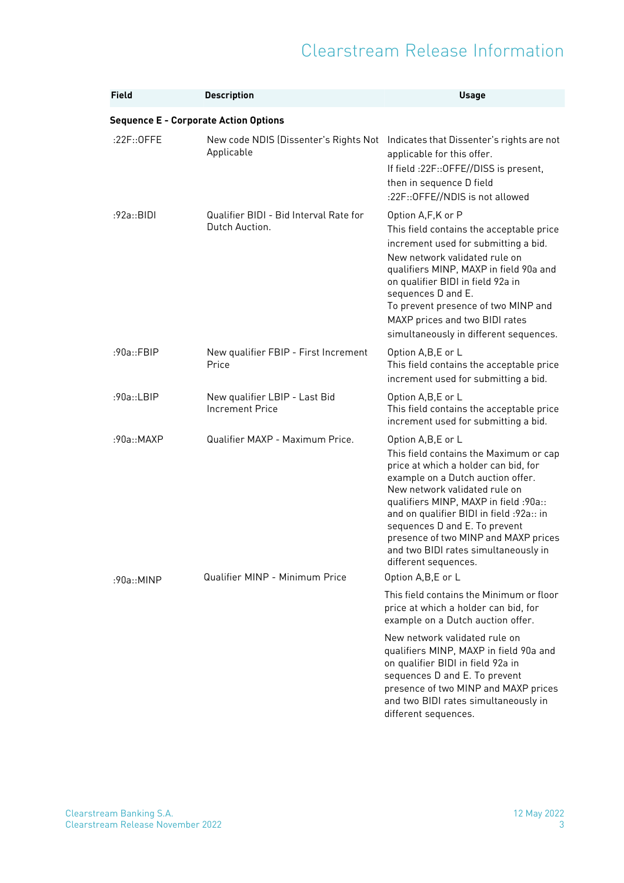| Field | Description | Usage |
|---|---|---|
| **Sequence E - Corporate Action Options** | | |
| :22F::OFFE | New code NDIS (Dissenter's Rights Not Applicable | Indicates that Dissenter's rights are not applicable for this offer. If field :22F::OFFE//DISS is present, then in sequence D field :22F::OFFE//NDIS is not allowed |
| :92a::BIDI | Qualifier BIDI - Bid Interval Rate for Dutch Auction. | Option A,F,K or P This field contains the acceptable price increment used for submitting a bid. New network validated rule on qualifiers MINP, MAXP in field 90a and on qualifier BIDI in field 92a in sequences D and E. To prevent presence of two MINP and MAXP prices and two BIDI rates simultaneously in different sequences. |
| :90a::FBIP | New qualifier FBIP - First Increment Price | Option A,B,E or L This field contains the acceptable price increment used for submitting a bid. |
| :90a::LBIP | New qualifier LBIP - Last Bid Increment Price | Option A,B,E or L This field contains the acceptable price increment used for submitting a bid. |
| :90a::MAXP | Qualifier MAXP - Maximum Price. | Option A,B,E or L This field contains the Maximum or cap price at which a holder can bid, for example on a Dutch auction offer. New network validated rule on qualifiers MINP, MAXP in field :90a:: and on qualifier BIDI in field :92a:: in sequences D and E. To prevent presence of two MINP and MAXP prices and two BIDI rates simultaneously in different sequences. |
| :90a::MINP | Qualifier MINP - Minimum Price | Option A,B,E or L This field contains the Minimum or floor price at which a holder can bid, for example on a Dutch auction offer. New network validated rule on qualifiers MINP, MAXP in field 90a and on qualifier BIDI in field 92a in sequences D and E. To prevent presence of two MINP and MAXP prices and two BIDI rates simultaneously in different sequences. |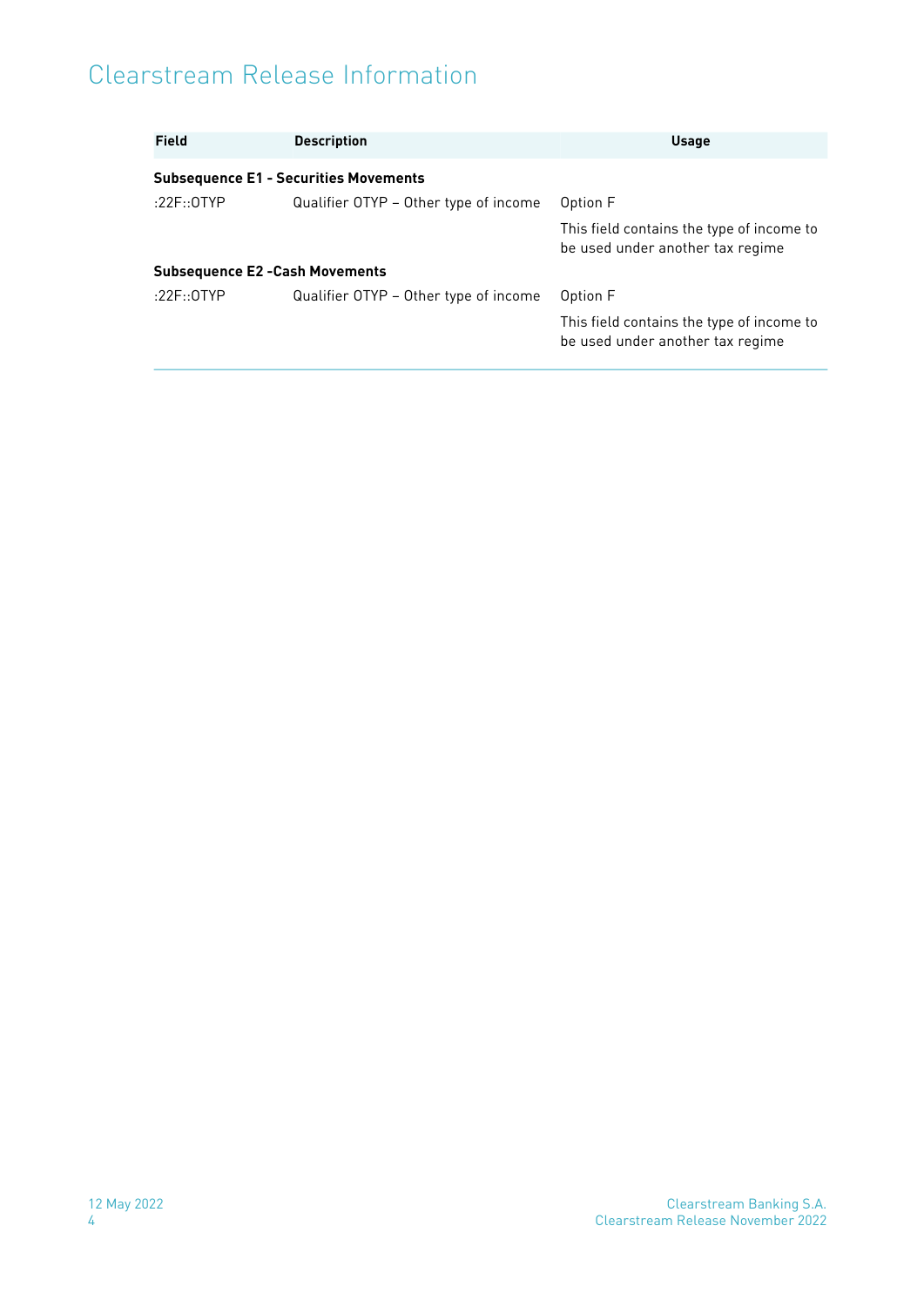| Field | Description | Usage |
|---|---|---|
| **Subsequence E1 - Securities Movements** | | |
| :22F::OTYP | Qualifier OTYP – Other type of income | Option F<br>This field contains the type of income to be used under another tax regime |
| **Subsequence E2 -Cash Movements** | | |
| :22F::OTYP | Qualifier OTYP – Other type of income | Option F<br>This field contains the type of income to be used under another tax regime |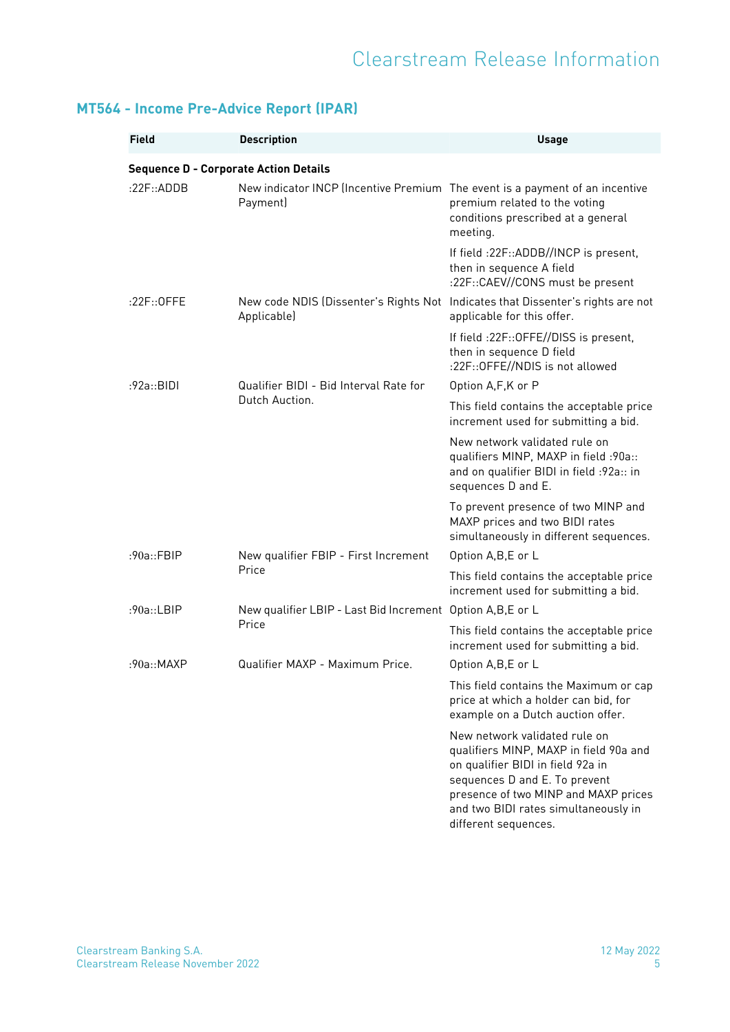## MT564 - Income Pre-Advice Report (IPAR)

| Field | Description | Usage |
|---|---|---|
| **Sequence D - Corporate Action Details** | | |
| :22F::ADDB | New indicator INCP (Incentive Premium Payment) | The event is a payment of an incentive premium related to the voting conditions prescribed at a general meeting.<br><br>If field :22F::ADDB//INCP is present, then in sequence A field :22F::CAEV//CONS must be present |
| :22F::OFFE | New code NDIS (Dissenter's Rights Not Applicable) | Indicates that Dissenter's rights are not applicable for this offer.<br><br>If field :22F::OFFE//DISS is present, then in sequence D field :22F::OFFE//NDIS is not allowed |
| :92a::BIDI | Qualifier BIDI - Bid Interval Rate for Dutch Auction. | Option A,F,K or P<br><br>This field contains the acceptable price increment used for submitting a bid.<br><br>New network validated rule on qualifiers MINP, MAXP in field :90a:: and on qualifier BIDI in field :92a:: in sequences D and E.<br><br>To prevent presence of two MINP and MAXP prices and two BIDI rates simultaneously in different sequences. |
| :90a::FBIP | New qualifier FBIP - First Increment Price | Option A,B,E or L<br><br>This field contains the acceptable price increment used for submitting a bid. |
| :90a::LBIP | New qualifier LBIP - Last Bid Increment Price | Option A,B,E or L<br><br>This field contains the acceptable price increment used for submitting a bid. |
| :90a::MAXP | Qualifier MAXP - Maximum Price. | Option A,B,E or L<br><br>This field contains the Maximum or cap price at which a holder can bid, for example on a Dutch auction offer.<br><br>New network validated rule on qualifiers MINP, MAXP in field 90a and on qualifier BIDI in field 92a in sequences D and E. To prevent presence of two MINP and MAXP prices and two BIDI rates simultaneously in different sequences. |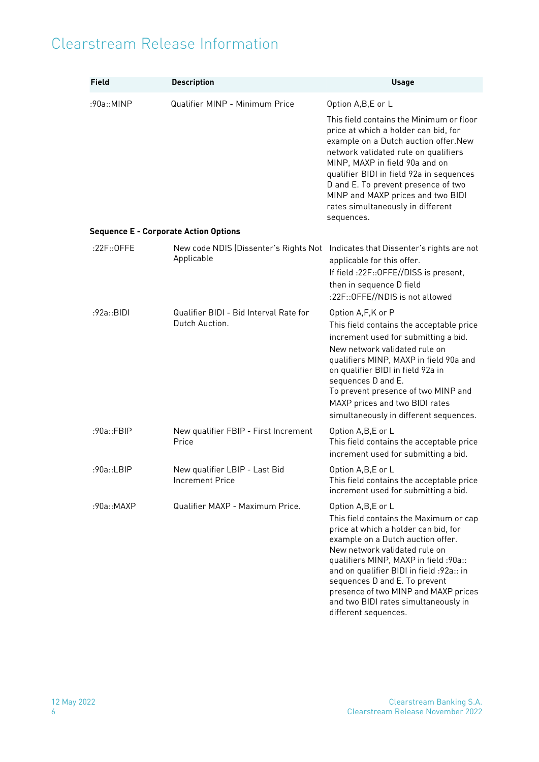| Field | Description | Usage |
| --- | --- | --- |
| :90a::MINP | Qualifier MINP - Minimum Price | Option A,B,E or L<br>This field contains the Minimum or floor price at which a holder can bid, for example on a Dutch auction offer.New network validated rule on qualifiers MINP, MAXP in field 90a and on qualifier BIDI in field 92a in sequences D and E. To prevent presence of two MINP and MAXP prices and two BIDI rates simultaneously in different sequences. |
| **Sequence E - Corporate Action Options** | | |
| :22F::OFFE | New code NDIS (Dissenter's Rights Not Applicable | Indicates that Dissenter's rights are not applicable for this offer.<br>If field :22F::OFFE//DISS is present, then in sequence D field :22F::OFFE//NDIS is not allowed |
| :92a::BIDI | Qualifier BIDI - Bid Interval Rate for Dutch Auction. | Option A,F,K or P<br>This field contains the acceptable price increment used for submitting a bid.<br>New network validated rule on qualifiers MINP, MAXP in field 90a and on qualifier BIDI in field 92a in sequences D and E.<br>To prevent presence of two MINP and MAXP prices and two BIDI rates simultaneously in different sequences. |
| :90a::FBIP | New qualifier FBIP - First Increment Price | Option A,B,E or L<br>This field contains the acceptable price increment used for submitting a bid. |
| :90a::LBIP | New qualifier LBIP - Last Bid Increment Price | Option A,B,E or L<br>This field contains the acceptable price increment used for submitting a bid. |
| :90a::MAXP | Qualifier MAXP - Maximum Price. | Option A,B,E or L<br>This field contains the Maximum or cap price at which a holder can bid, for example on a Dutch auction offer.<br>New network validated rule on qualifiers MINP, MAXP in field :90a:: and on qualifier BIDI in field :92a:: in sequences D and E. To prevent presence of two MINP and MAXP prices and two BIDI rates simultaneously in different sequences. |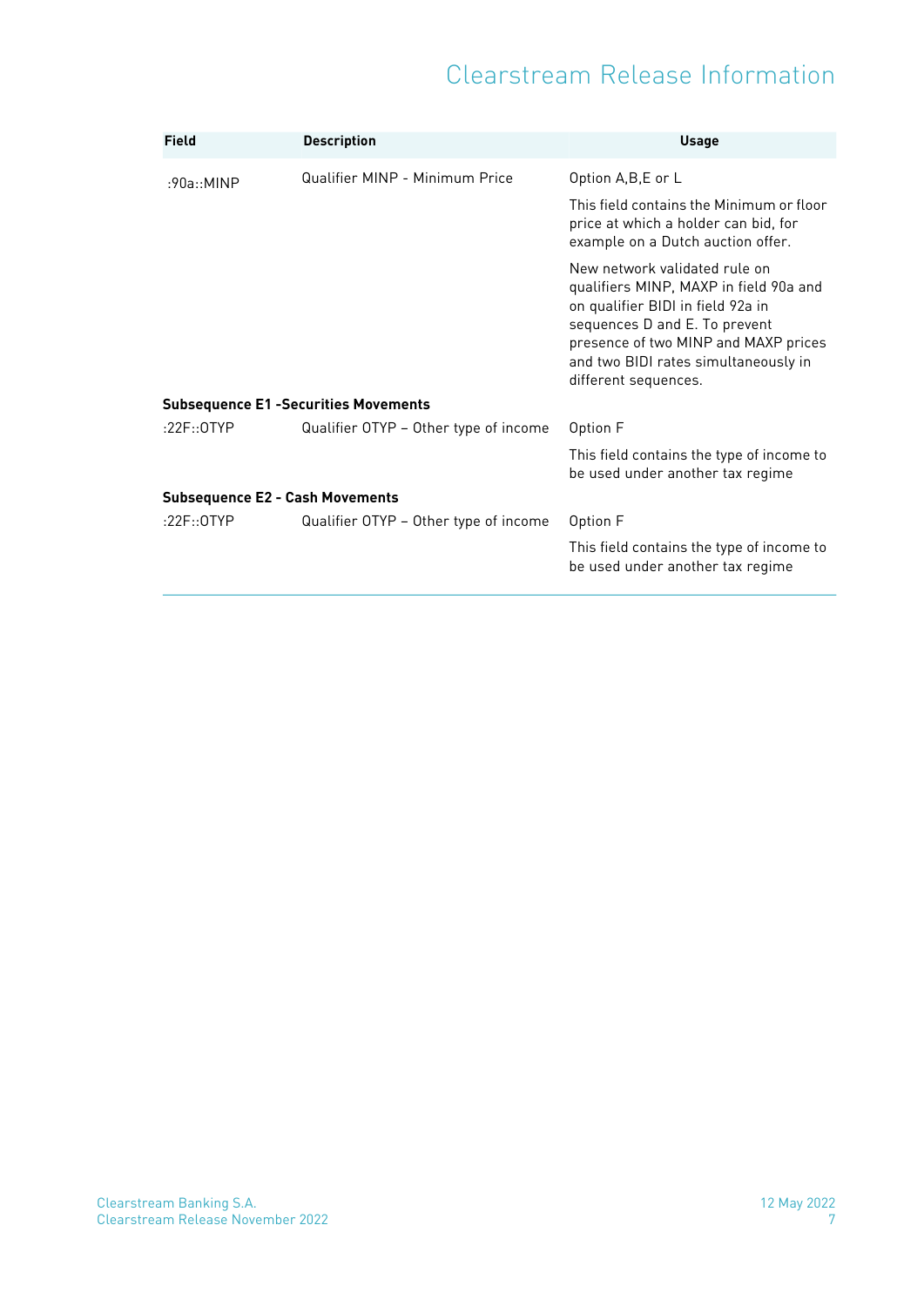| Field | Description | Usage |
|---|---|---|
| :90a::MINP | Qualifier MINP - Minimum Price | Option A,B,E or L<br><br>This field contains the Minimum or floor price at which a holder can bid, for example on a Dutch auction offer.<br><br>New network validated rule on qualifiers MINP, MAXP in field 90a and on qualifier BIDI in field 92a in sequences D and E. To prevent presence of two MINP and MAXP prices and two BIDI rates simultaneously in different sequences. |
| **Subsequence E1 -Securities Movements** | | |
| :22F::OTYP | Qualifier OTYP – Other type of income | Option F<br><br>This field contains the type of income to be used under another tax regime |
| **Subsequence E2 - Cash Movements** | | |
| :22F::OTYP | Qualifier OTYP – Other type of income | Option F<br><br>This field contains the type of income to be used under another tax regime |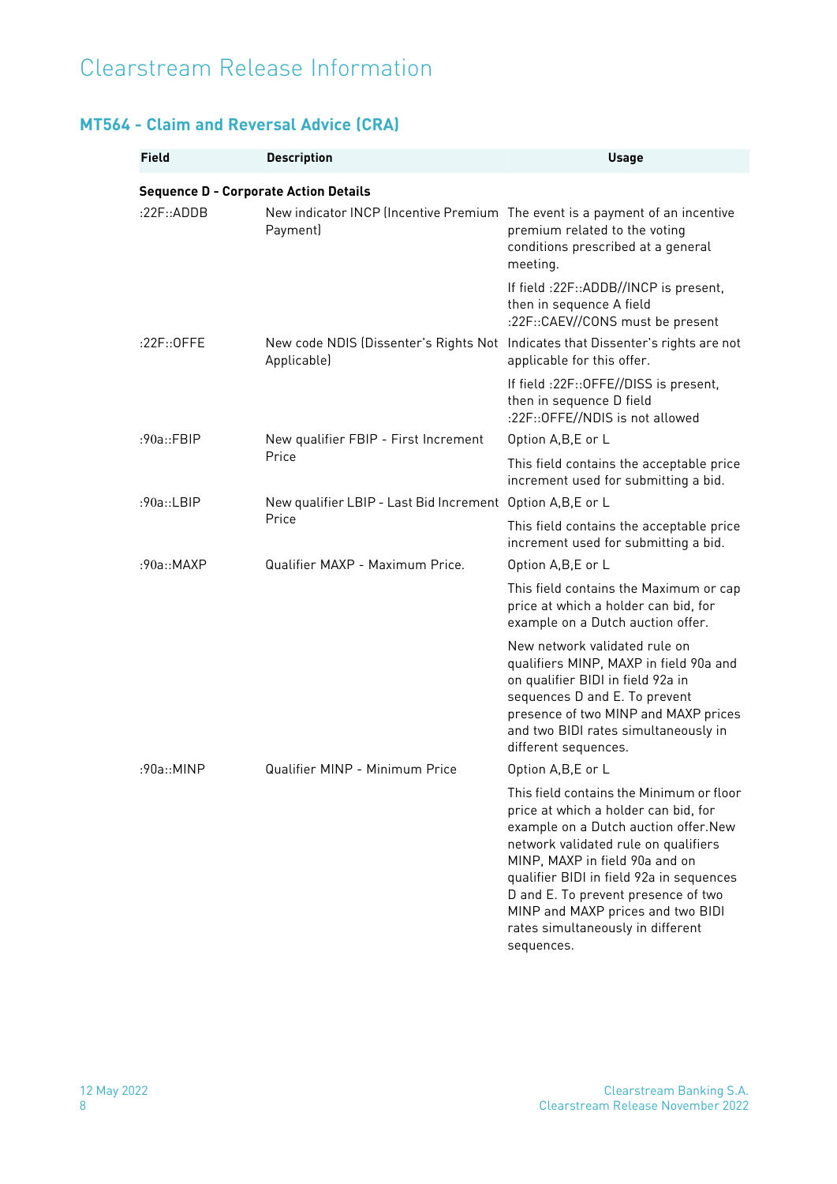## MT564 - Claim and Reversal Advice (CRA)

| Field | Description | Usage |
|---|---|---|
| **Sequence D - Corporate Action Details** | | |
| :22F::ADDB | New indicator INCP (Incentive Premium Payment) | The event is a payment of an incentive premium related to the voting conditions prescribed at a general meeting.<br><br>If field :22F::ADDB//INCP is present, then in sequence A field :22F::CAEV//CONS must be present |
| :22F::OFFE | New code NDIS (Dissenter's Rights Not Applicable) | Indicates that Dissenter's rights are not applicable for this offer.<br><br>If field :22F::OFFE//DISS is present, then in sequence D field :22F::OFFE//NDIS is not allowed |
| :90a::FBIP | New qualifier FBIP - First Increment Price | Option A,B,E or L<br><br>This field contains the acceptable price increment used for submitting a bid. |
| :90a::LBIP | New qualifier LBIP - Last Bid Increment Price | Option A,B,E or L<br><br>This field contains the acceptable price increment used for submitting a bid. |
| :90a::MAXP | Qualifier MAXP - Maximum Price. | Option A,B,E or L<br><br>This field contains the Maximum or cap price at which a holder can bid, for example on a Dutch auction offer.<br><br>New network validated rule on qualifiers MINP, MAXP in field 90a and on qualifier BIDI in field 92a in sequences D and E. To prevent presence of two MINP and MAXP prices and two BIDI rates simultaneously in different sequences. |
| :90a::MINP | Qualifier MINP - Minimum Price | Option A,B,E or L<br><br>This field contains the Minimum or floor price at which a holder can bid, for example on a Dutch auction offer.New network validated rule on qualifiers MINP, MAXP in field 90a and on qualifier BIDI in field 92a in sequences D and E. To prevent presence of two MINP and MAXP prices and two BIDI rates simultaneously in different sequences. |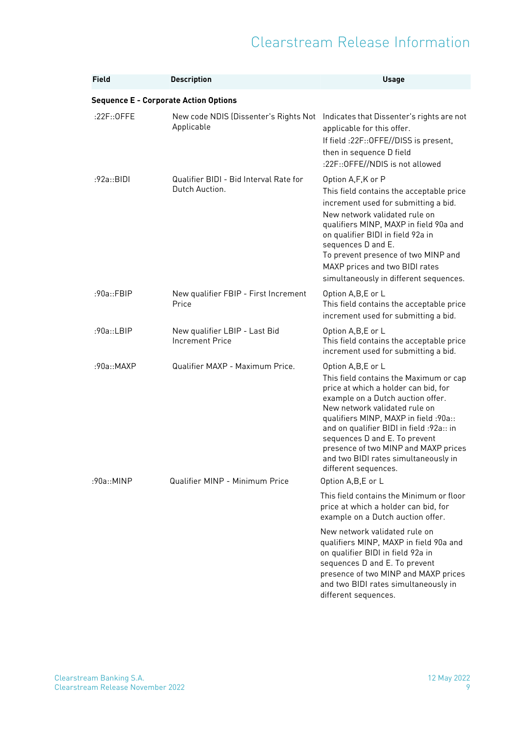| Field | Description | Usage |
|---|---|---|
| **Sequence E - Corporate Action Options** | | |
| :22F::OFFE | New code NDIS (Dissenter's Rights Not Applicable | Indicates that Dissenter's rights are not applicable for this offer. If field :22F::OFFE//DISS is present, then in sequence D field :22F::OFFE//NDIS is not allowed |
| :92a::BIDI | Qualifier BIDI - Bid Interval Rate for Dutch Auction. | Option A,F,K or P This field contains the acceptable price increment used for submitting a bid. New network validated rule on qualifiers MINP, MAXP in field 90a and on qualifier BIDI in field 92a in sequences D and E. To prevent presence of two MINP and MAXP prices and two BIDI rates simultaneously in different sequences. |
| :90a::FBIP | New qualifier FBIP - First Increment Price | Option A,B,E or L This field contains the acceptable price increment used for submitting a bid. |
| :90a::LBIP | New qualifier LBIP - Last Bid Increment Price | Option A,B,E or L This field contains the acceptable price increment used for submitting a bid. |
| :90a::MAXP | Qualifier MAXP - Maximum Price. | Option A,B,E or L This field contains the Maximum or cap price at which a holder can bid, for example on a Dutch auction offer. New network validated rule on qualifiers MINP, MAXP in field :90a:: and on qualifier BIDI in field :92a:: in sequences D and E. To prevent presence of two MINP and MAXP prices and two BIDI rates simultaneously in different sequences. |
| :90a::MINP | Qualifier MINP - Minimum Price | Option A,B,E or L This field contains the Minimum or floor price at which a holder can bid, for example on a Dutch auction offer. New network validated rule on qualifiers MINP, MAXP in field 90a and on qualifier BIDI in field 92a in sequences D and E. To prevent presence of two MINP and MAXP prices and two BIDI rates simultaneously in different sequences. |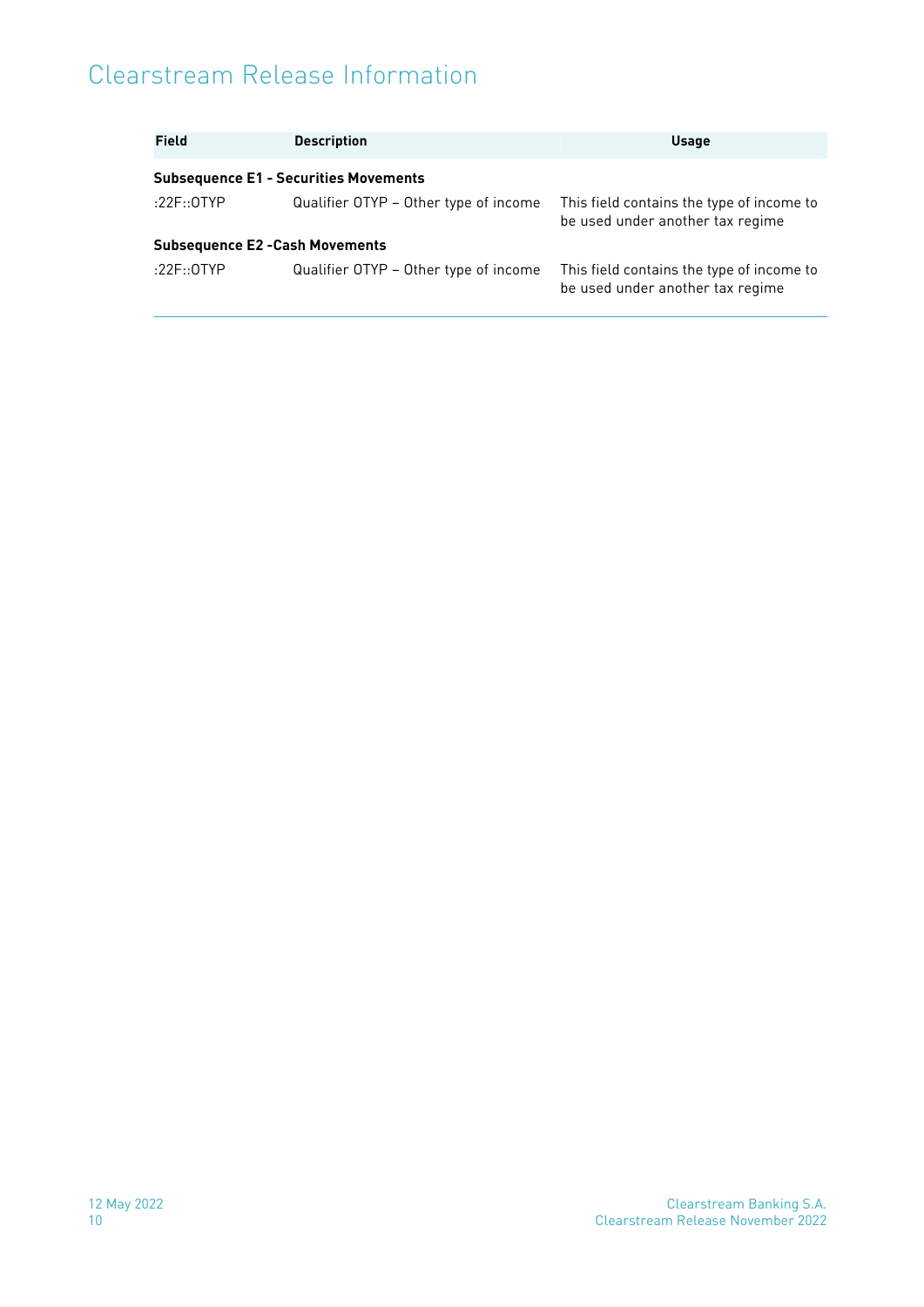| Field | Description | Usage |
| --- | --- | --- |
| **Subsequence E1 - Securities Movements** | | |
| :22F::OTYP | Qualifier OTYP – Other type of income | This field contains the type of income to be used under another tax regime |
| **Subsequence E2 -Cash Movements** | | |
| :22F::OTYP | Qualifier OTYP – Other type of income | This field contains the type of income to be used under another tax regime |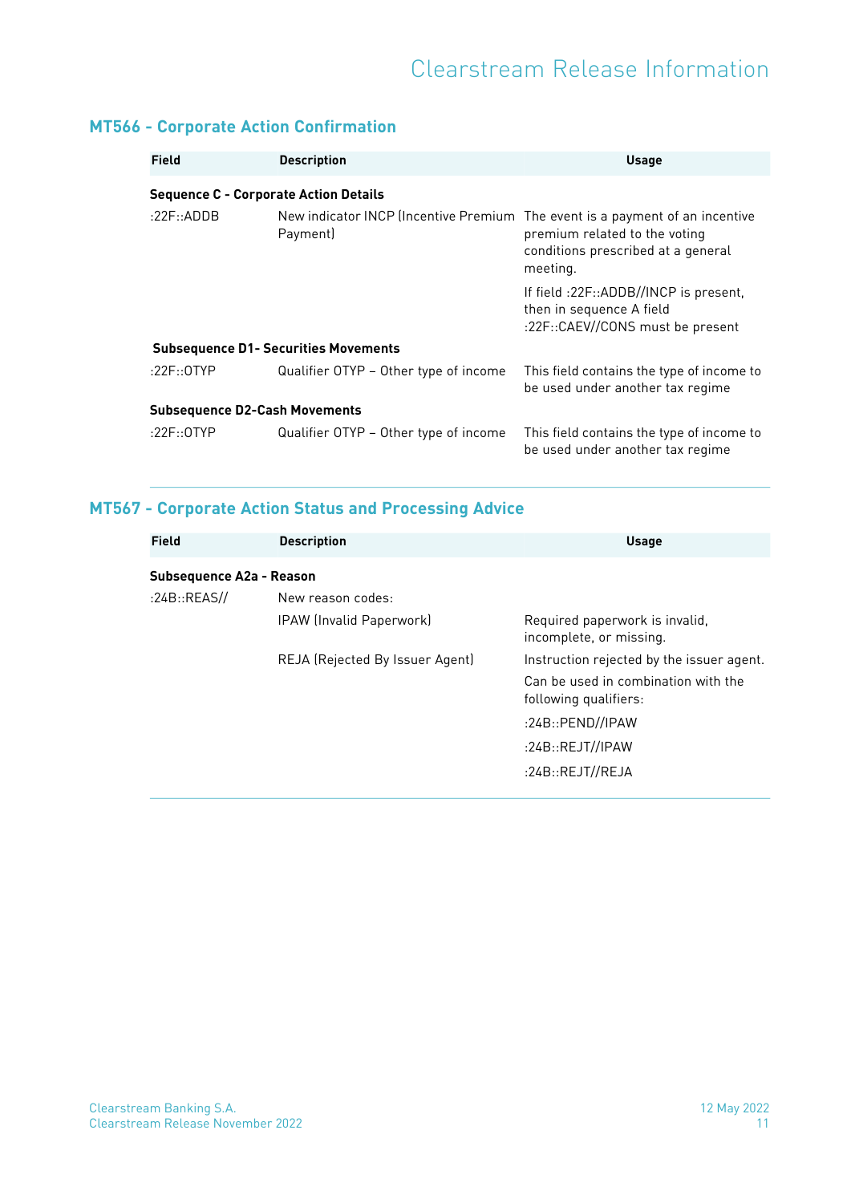## MT566 - Corporate Action Confirmation

| Field | Description | Usage |
|---|---|---|
| **Sequence C - Corporate Action Details** | | |
| :22F::ADDB | New indicator INCP (Incentive Premium Payment) | The event is a payment of an incentive premium related to the voting conditions prescribed at a general meeting.<br>If field :22F::ADDB//INCP is present, then in sequence A field :22F::CAEV//CONS must be present |
| **Subsequence D1- Securities Movements** | | |
| :22F::OTYP | Qualifier OTYP – Other type of income | This field contains the type of income to be used under another tax regime |
| **Subsequence D2-Cash Movements** | | |
| :22F::OTYP | Qualifier OTYP – Other type of income | This field contains the type of income to be used under another tax regime |

## MT567 - Corporate Action Status and Processing Advice

| Field | Description | Usage |
|---|---|---|
| **Subsequence A2a - Reason** | | |
| :24B::REAS// | New reason codes: | |
| | IPAW (Invalid Paperwork) | Required paperwork is invalid, incomplete, or missing. |
| | REJA (Rejected By Issuer Agent) | Instruction rejected by the issuer agent.<br>Can be used in combination with the following qualifiers:<br>:24B::PEND//IPAW<br>:24B::REJT//IPAW<br>:24B::REJT//REJA |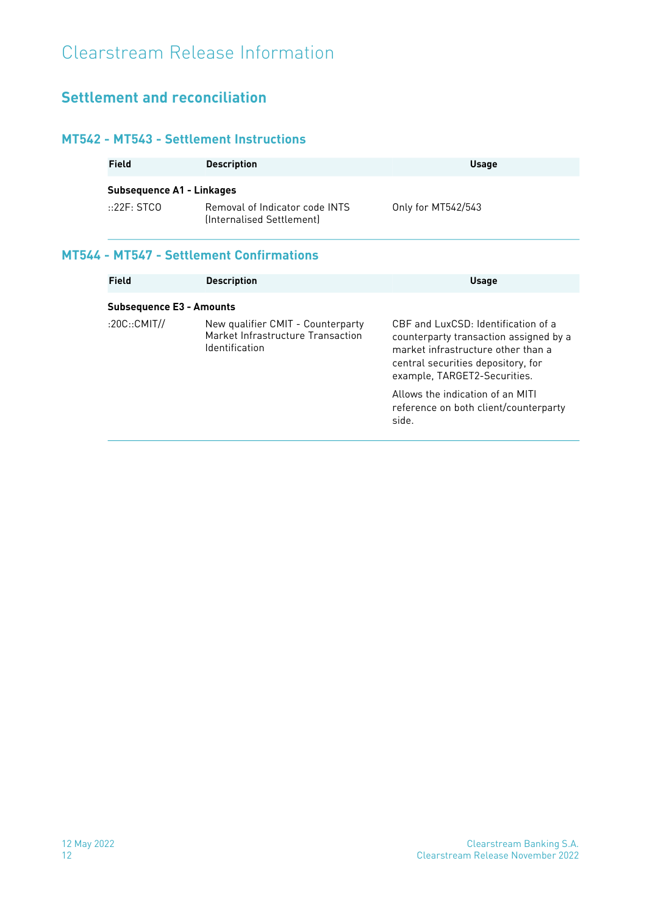## Settlement and reconciliation

### MT542 - MT543 - Settlement Instructions

| Field | Description | Usage |
|---|---|---|
| **Subsequence A1 - Linkages** | | |
| ::22F: STCO | Removal of Indicator code INTS (Internalised Settlement) | Only for MT542/543 |

### MT544 - MT547 - Settlement Confirmations

| Field | Description | Usage |
|---|---|---|
| **Subsequence E3 - Amounts** | | |
| :20C::CMIT// | New qualifier CMIT - Counterparty Market Infrastructure Transaction Identification | CBF and LuxCSD: Identification of a counterparty transaction assigned by a market infrastructure other than a central securities depository, for example, TARGET2-Securities.<br><br>Allows the indication of an MITI reference on both client/counterparty side. |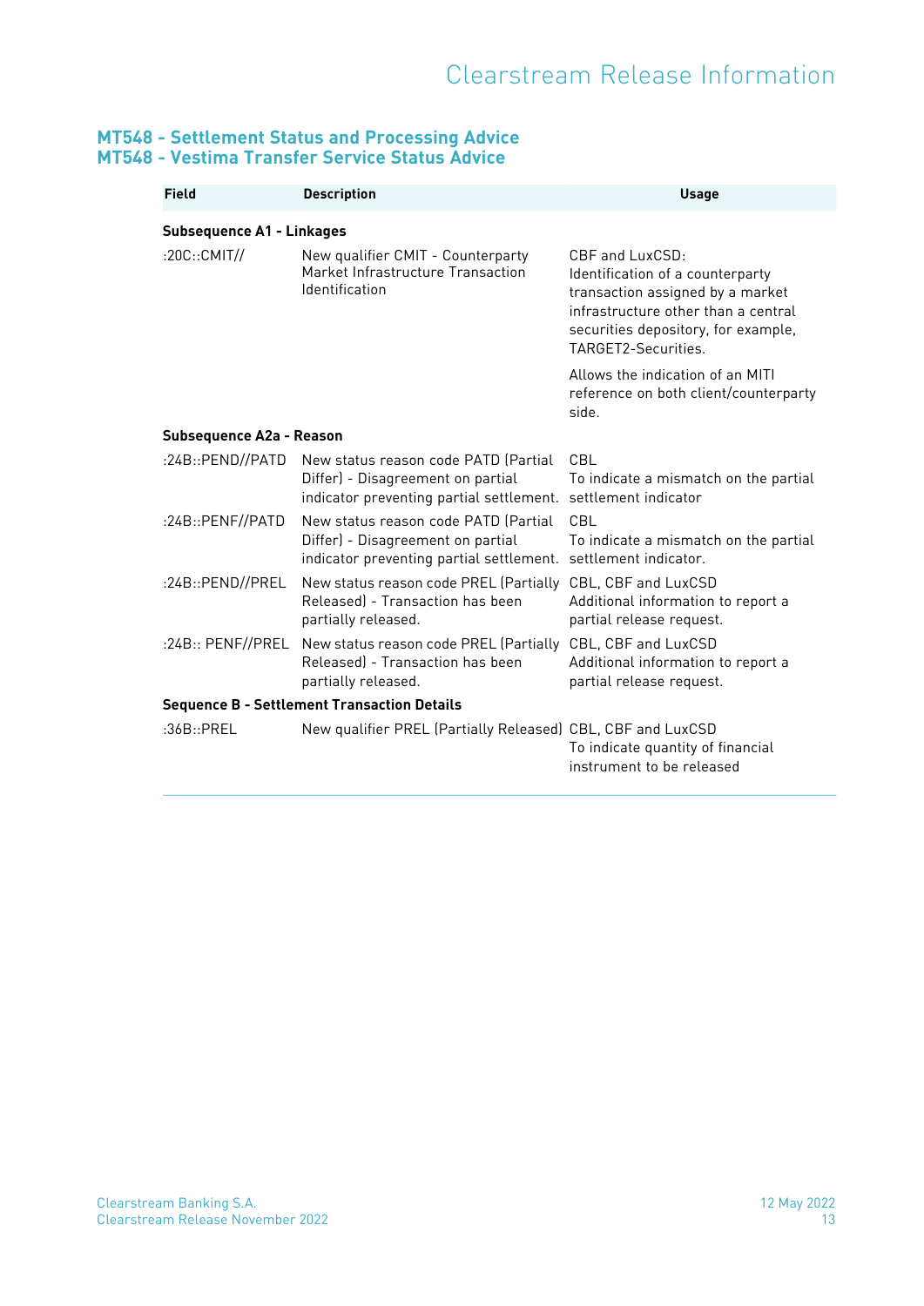## MT548 - Settlement Status and Processing Advice
## MT548 - Vestima Transfer Service Status Advice

| Field | Description | Usage |
|---|---|---|
| **Subsequence A1 - Linkages** | | |
| :20C::CMIT// | New qualifier CMIT - Counterparty Market Infrastructure Transaction Identification | CBF and LuxCSD: Identification of a counterparty transaction assigned by a market infrastructure other than a central securities depository, for example, TARGET2-Securities. Allows the indication of an MITI reference on both client/counterparty side. |
| **Subsequence A2a - Reason** | | |
| :24B::PEND//PATD | New status reason code PATD (Partial Differ) - Disagreement on partial indicator preventing partial settlement. | CBL To indicate a mismatch on the partial settlement indicator |
| :24B::PENF//PATD | New status reason code PATD (Partial Differ) - Disagreement on partial indicator preventing partial settlement. | CBL To indicate a mismatch on the partial settlement indicator. |
| :24B::PEND//PREL | New status reason code PREL (Partially Released) - Transaction has been partially released. | CBL, CBF and LuxCSD Additional information to report a partial release request. |
| :24B:: PENF//PREL | New status reason code PREL (Partially Released) - Transaction has been partially released. | CBL, CBF and LuxCSD Additional information to report a partial release request. |
| **Sequence B - Settlement Transaction Details** | | |
| :36B::PREL | New qualifier PREL (Partially Released) | CBL, CBF and LuxCSD To indicate quantity of financial instrument to be released |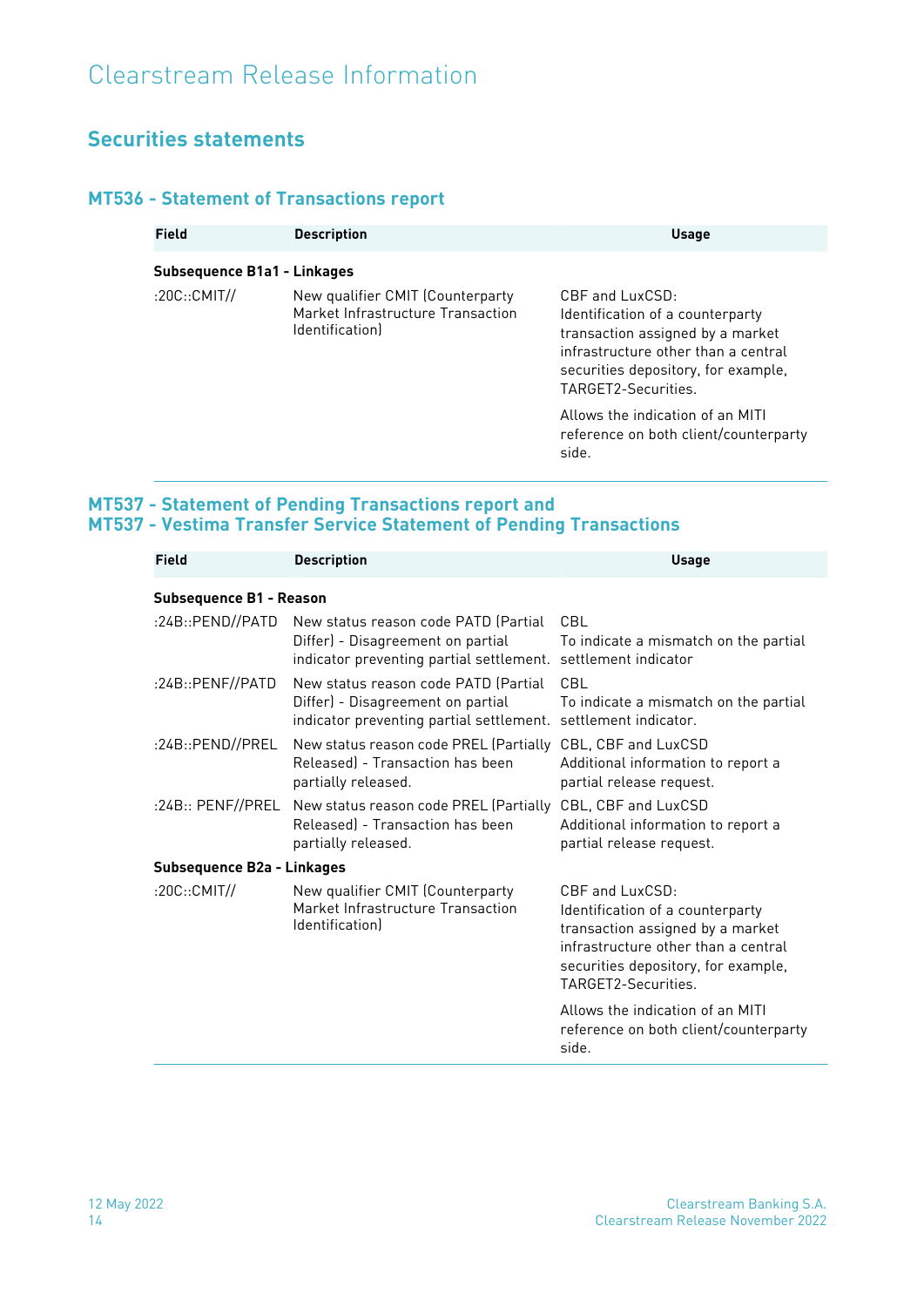# Clearstream Release Information

## Securities statements

### MT536 - Statement of Transactions report

| Field | Description | Usage |
|---|---|---|
| **Subsequence B1a1 - Linkages** | | |
| :20C::CMIT// | New qualifier CMIT (Counterparty Market Infrastructure Transaction Identification) | CBF and LuxCSD: Identification of a counterparty transaction assigned by a market infrastructure other than a central securities depository, for example, TARGET2-Securities. Allows the indication of an MITI reference on both client/counterparty side. |

### MT537 - Statement of Pending Transactions report and MT537 - Vestima Transfer Service Statement of Pending Transactions

| Field | Description | Usage |
|---|---|---|
| **Subsequence B1 - Reason** | | |
| :24B::PEND//PATD | New status reason code PATD (Partial Differ) - Disagreement on partial indicator preventing partial settlement. | CBL<br>To indicate a mismatch on the partial settlement indicator |
| :24B::PENF//PATD | New status reason code PATD (Partial Differ) - Disagreement on partial indicator preventing partial settlement. | CBL<br>To indicate a mismatch on the partial settlement indicator. |
| :24B::PEND//PREL | New status reason code PREL (Partially Released) - Transaction has been partially released. | CBL, CBF and LuxCSD<br>Additional information to report a partial release request. |
| :24B:: PENF//PREL | New status reason code PREL (Partially Released) - Transaction has been partially released. | CBL, CBF and LuxCSD<br>Additional information to report a partial release request. |
| **Subsequence B2a - Linkages** | | |
| :20C::CMIT// | New qualifier CMIT (Counterparty Market Infrastructure Transaction Identification) | CBF and LuxCSD: Identification of a counterparty transaction assigned by a market infrastructure other than a central securities depository, for example, TARGET2-Securities. Allows the indication of an MITI reference on both client/counterparty side. |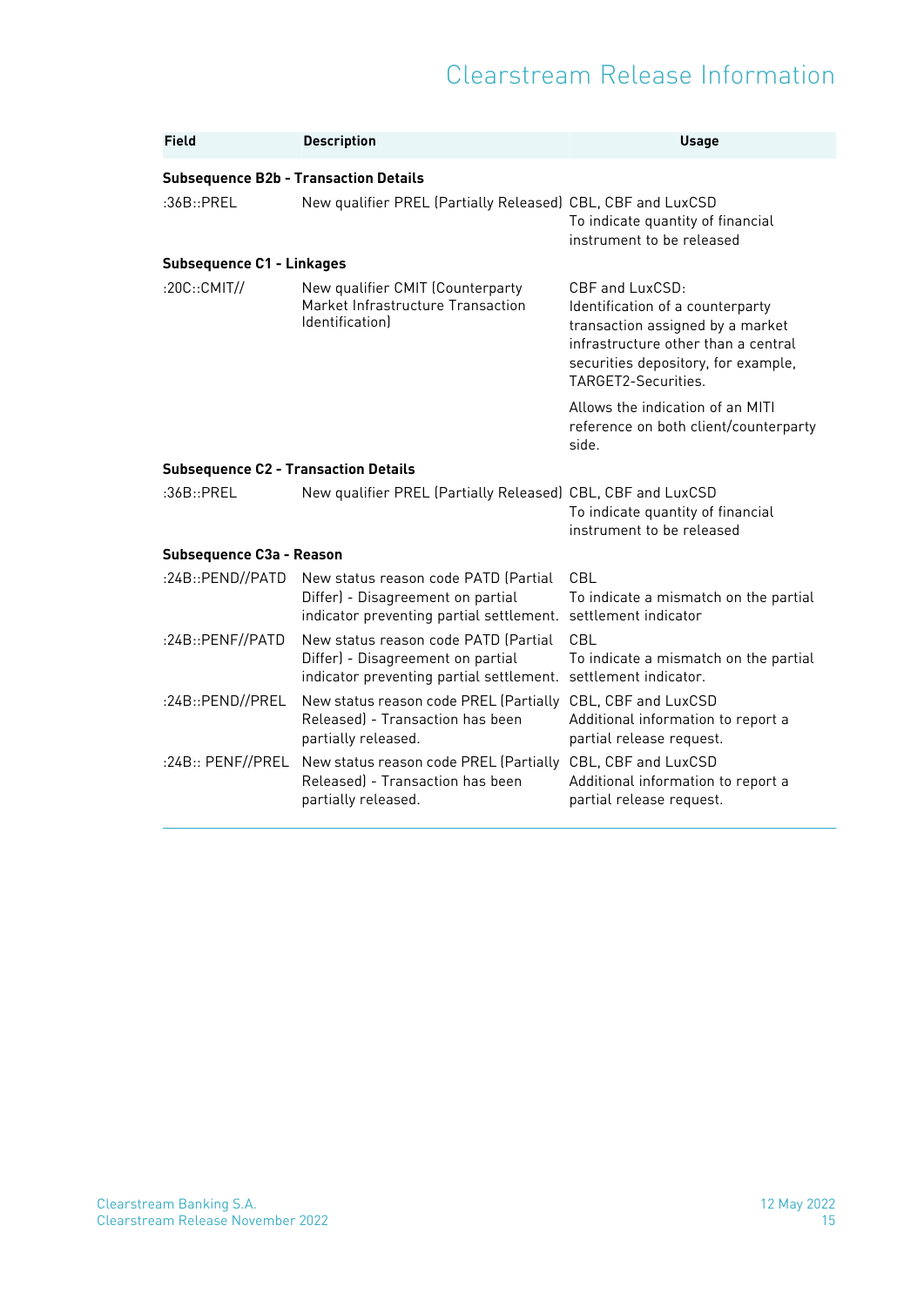| Field | Description | Usage |
|---|---|---|
| **Subsequence B2b - Transaction Details** | | |
| :36B::PREL | New qualifier PREL (Partially Released) | CBL, CBF and LuxCSD<br>To indicate quantity of financial instrument to be released |
| **Subsequence C1 - Linkages** | | |
| :20C::CMIT// | New qualifier CMIT (Counterparty Market Infrastructure Transaction Identification) | CBF and LuxCSD:<br>Identification of a counterparty transaction assigned by a market infrastructure other than a central securities depository, for example, TARGET2-Securities.<br><br>Allows the indication of an MITI reference on both client/counterparty side. |
| **Subsequence C2 - Transaction Details** | | |
| :36B::PREL | New qualifier PREL (Partially Released) | CBL, CBF and LuxCSD<br>To indicate quantity of financial instrument to be released |
| **Subsequence C3a - Reason** | | |
| :24B::PEND//PATD | New status reason code PATD (Partial Differ) - Disagreement on partial indicator preventing partial settlement. | CBL<br>To indicate a mismatch on the partial settlement indicator |
| :24B::PENF//PATD | New status reason code PATD (Partial Differ) - Disagreement on partial indicator preventing partial settlement. | CBL<br>To indicate a mismatch on the partial settlement indicator. |
| :24B::PEND//PREL | New status reason code PREL (Partially Released) - Transaction has been partially released. | CBL, CBF and LuxCSD<br>Additional information to report a partial release request. |
| :24B:: PENF//PREL | New status reason code PREL (Partially Released) - Transaction has been partially released. | CBL, CBF and LuxCSD<br>Additional information to report a partial release request. |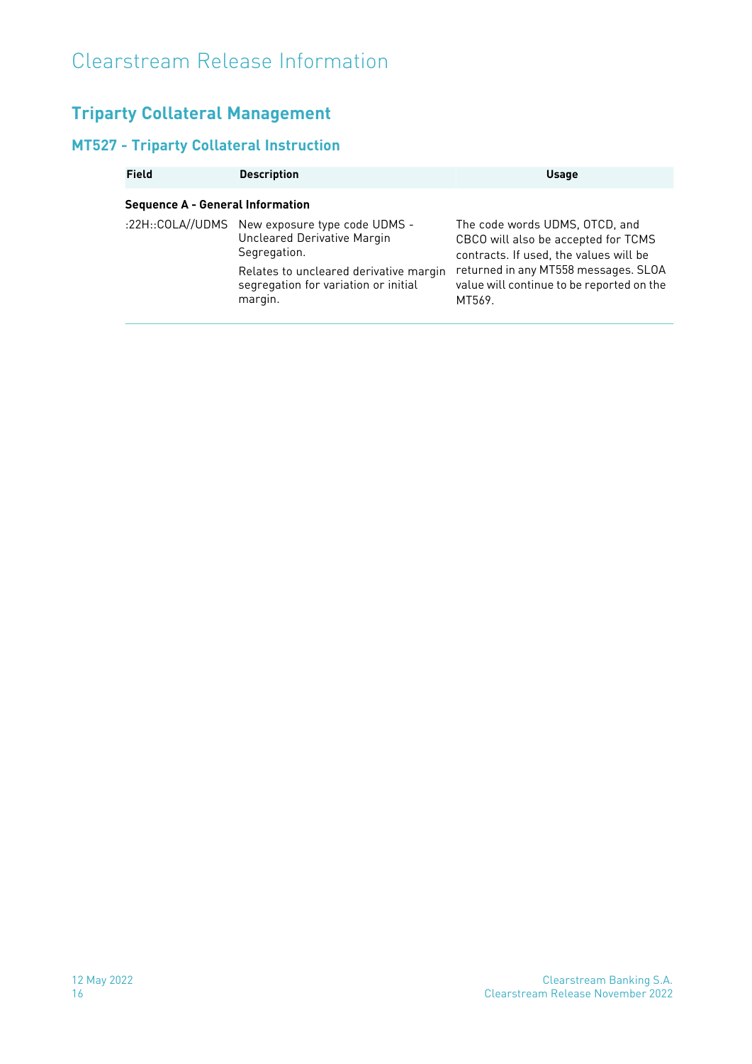# Clearstream Release Information

## Triparty Collateral Management

### MT527 - Triparty Collateral Instruction

| Field | Description | Usage |
|---|---|---|
| **Sequence A - General Information** | | |
| :22H::COLA//UDMS | New exposure type code UDMS - Uncleared Derivative Margin Segregation.<br><br>Relates to uncleared derivative margin segregation for variation or initial margin. | The code words UDMS, OTCD, and CBCO will also be accepted for TCMS contracts. If used, the values will be returned in any MT558 messages. SLOA value will continue to be reported on the MT569. |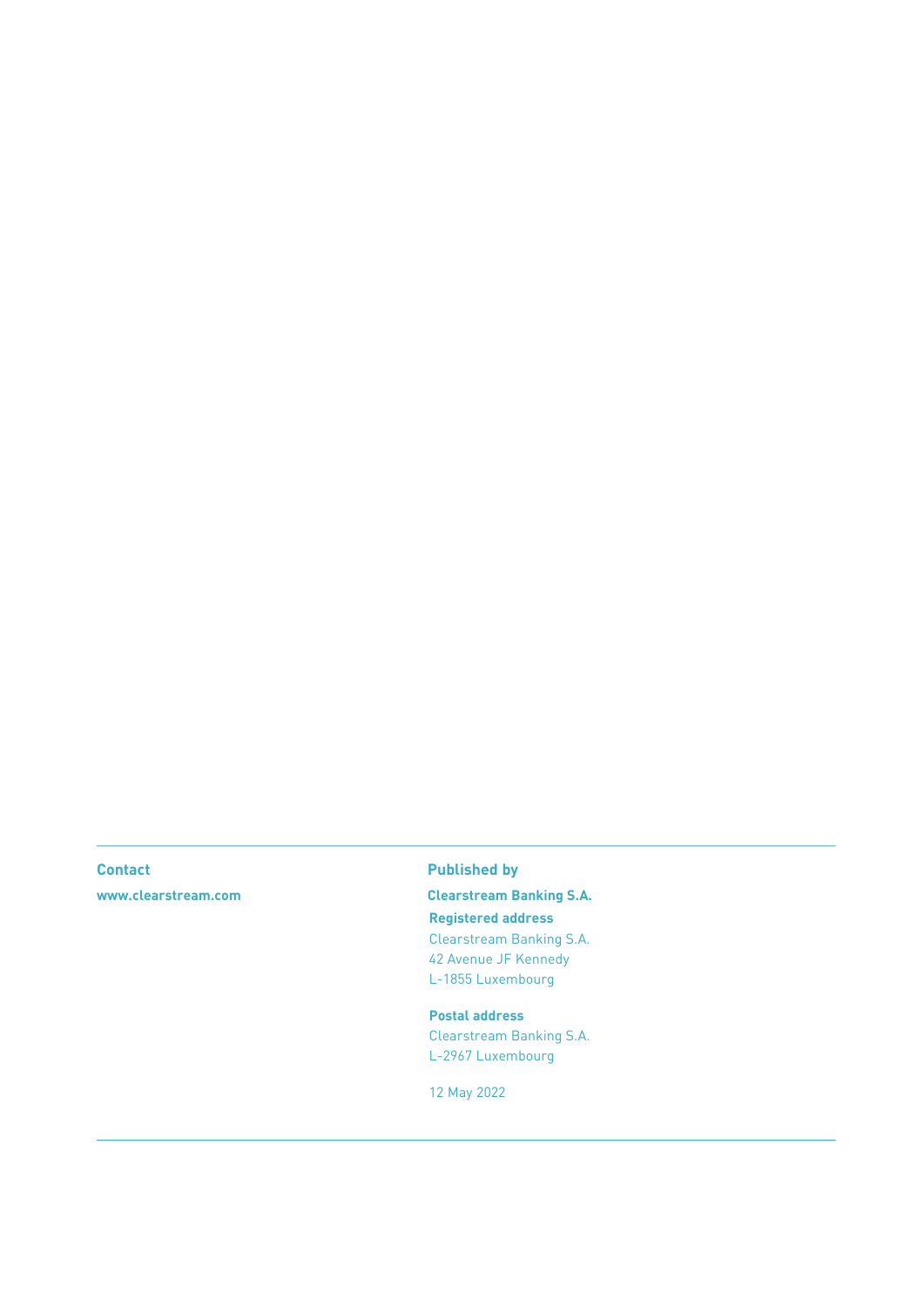**Contact**

**www.clearstream.com**

**Published by**

**Clearstream Banking S.A.**

**Registered address**

Clearstream Banking S.A.
42 Avenue JF Kennedy
L-1855 Luxembourg

**Postal address**

Clearstream Banking S.A.
L-2967 Luxembourg

12 May 2022